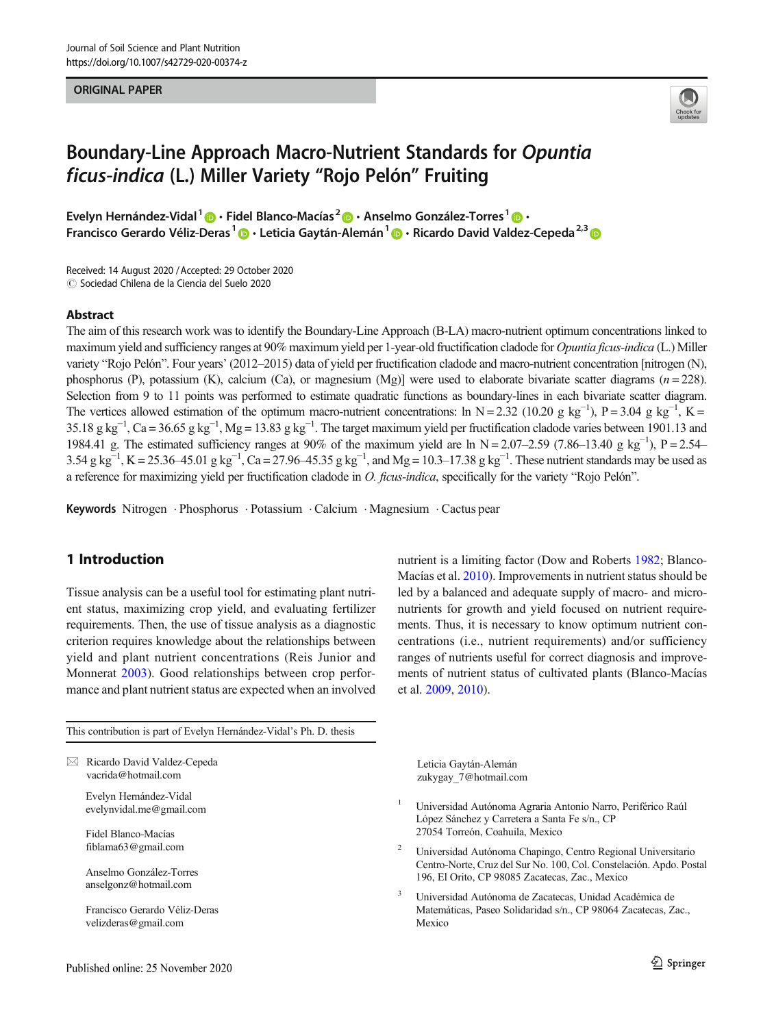ORIGINAL PAPER

# Boundary-Line Approach Macro-Nutrient Standards for *Opuntia ficus-indica* (L.) Miller Variety "Rojo Pelón" Fruiting

**Evelyn Hernández-Vidal**[1] · **Fidel Blanco-Macías**[2] · **Anselmo González-Torres**[1] · **Francisco Gerardo Véliz-Deras**[1] · **Leticia Gaytán-Alemán**[1] · **Ricardo David Valdez-Cepeda**[2,3]

Received: 14 August 2020 / Accepted: 29 October 2020
© Sociedad Chilena de la Ciencia del Suelo 2020

## Abstract

The aim of this research work was to identify the Boundary-Line Approach (B-LA) macro-nutrient optimum concentrations linked to maximum yield and sufficiency ranges at 90% maximum yield per 1-year-old fructification cladode for *Opuntia ficus-indica* (L.) Miller variety "Rojo Pelón". Four years' (2012–2015) data of yield per fructification cladode and macro-nutrient concentration [nitrogen (N), phosphorus (P), potassium (K), calcium (Ca), or magnesium (Mg)] were used to elaborate bivariate scatter diagrams ($n = 228$). Selection from 9 to 11 points was performed to estimate quadratic functions as boundary-lines in each bivariate scatter diagram. The vertices allowed estimation of the optimum macro-nutrient concentrations: ln N = 2.32 (10.20 g kg$^{-1}$), P = 3.04 g kg$^{-1}$, K = 35.18 g kg$^{-1}$, Ca = 36.65 g kg$^{-1}$, Mg = 13.83 g kg$^{-1}$. The target maximum yield per fructification cladode varies between 1901.13 and 1984.41 g. The estimated sufficiency ranges at 90% of the maximum yield are ln N = 2.07–2.59 (7.86–13.40 g kg$^{-1}$), P = 2.54–3.54 g kg$^{-1}$, K = 25.36–45.01 g kg$^{-1}$, Ca = 27.96–45.35 g kg$^{-1}$, and Mg = 10.3–17.38 g kg$^{-1}$. These nutrient standards may be used as a reference for maximizing yield per fructification cladode in *O. ficus-indica*, specifically for the variety "Rojo Pelón".

**Keywords** Nitrogen · Phosphorus · Potassium · Calcium · Magnesium · Cactus pear

## 1 Introduction

Tissue analysis can be a useful tool for estimating plant nutrient status, maximizing crop yield, and evaluating fertilizer requirements. Then, the use of tissue analysis as a diagnostic criterion requires knowledge about the relationships between yield and plant nutrient concentrations (Reis Junior and Monnerat 2003). Good relationships between crop performance and plant nutrient status are expected when an involved nutrient is a limiting factor (Dow and Roberts 1982; Blanco-Macías et al. 2010). Improvements in nutrient status should be led by a balanced and adequate supply of macro- and micro-nutrients for growth and yield focused on nutrient requirements. Thus, it is necessary to know optimum nutrient concentrations (i.e., nutrient requirements) and/or sufficiency ranges of nutrients useful for correct diagnosis and improvements of nutrient status of cultivated plants (Blanco-Macías et al. 2009, 2010).

This contribution is part of Evelyn Hernández-Vidal's Ph. D. thesis

✉ Ricardo David Valdez-Cepeda
vacrida@hotmail.com

Evelyn Hernández-Vidal
evelynvidal.me@gmail.com

Fidel Blanco-Macías
fiblama63@gmail.com

Anselmo González-Torres
anselgonz@hotmail.com

Francisco Gerardo Véliz-Deras
velizderas@gmail.com

Leticia Gaytán-Alemán
zukygay_7@hotmail.com

[1] Universidad Autónoma Agraria Antonio Narro, Periférico Raúl López Sánchez y Carretera a Santa Fe s/n., CP 27054 Torreón, Coahuila, Mexico

[2] Universidad Autónoma Chapingo, Centro Regional Universitario Centro-Norte, Cruz del Sur No. 100, Col. Constelación. Apdo. Postal 196, El Orito, CP 98085 Zacatecas, Zac., Mexico

[3] Universidad Autónoma de Zacatecas, Unidad Académica de Matemáticas, Paseo Solidaridad s/n., CP 98064 Zacatecas, Zac., Mexico

Published online: 25 November 2020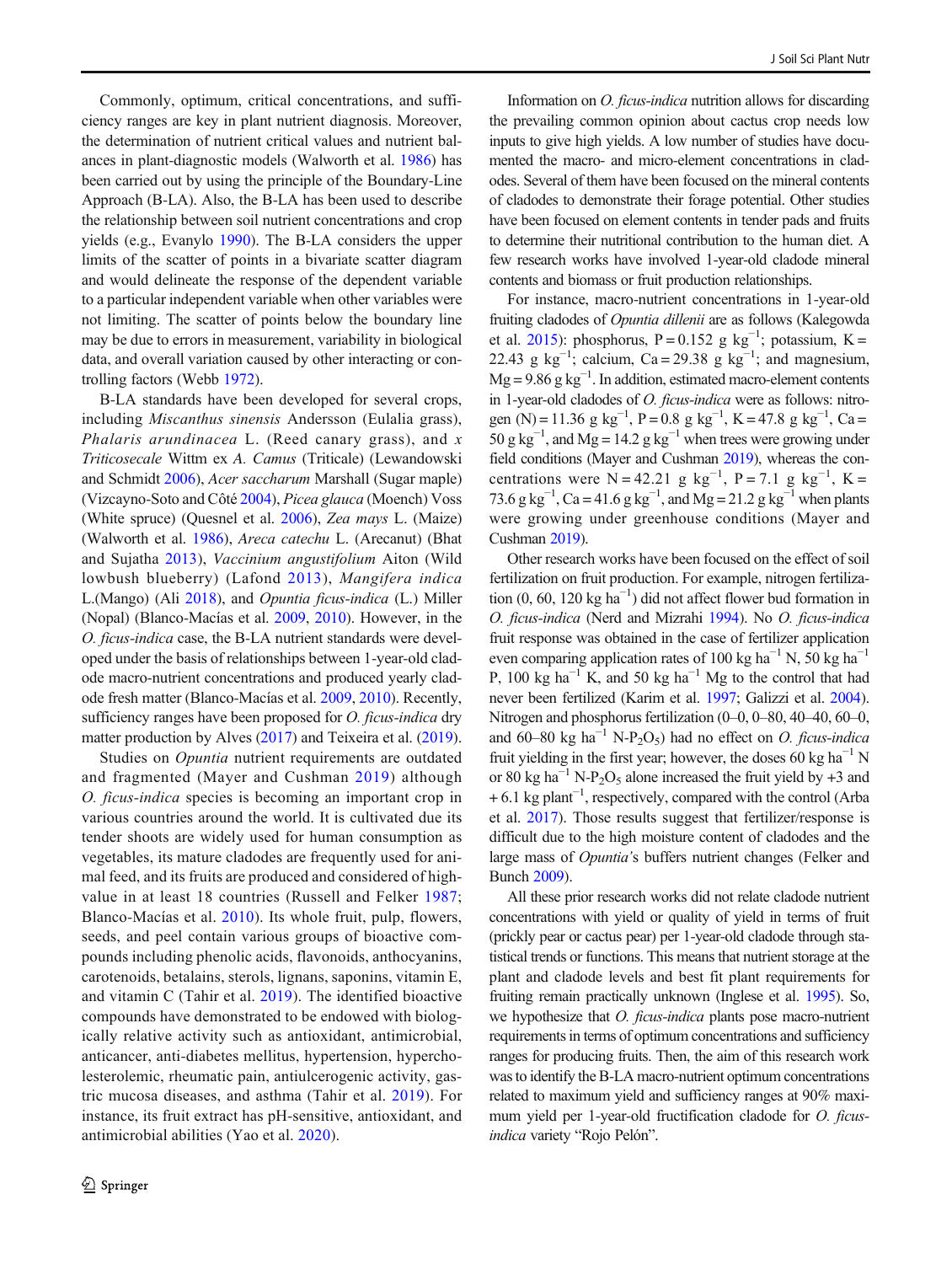Commonly, optimum, critical concentrations, and sufficiency ranges are key in plant nutrient diagnosis. Moreover, the determination of nutrient critical values and nutrient balances in plant-diagnostic models (Walworth et al. 1986) has been carried out by using the principle of the Boundary-Line Approach (B-LA). Also, the B-LA has been used to describe the relationship between soil nutrient concentrations and crop yields (e.g., Evanylo 1990). The B-LA considers the upper limits of the scatter of points in a bivariate scatter diagram and would delineate the response of the dependent variable to a particular independent variable when other variables were not limiting. The scatter of points below the boundary line may be due to errors in measurement, variability in biological data, and overall variation caused by other interacting or controlling factors (Webb 1972).

B-LA standards have been developed for several crops, including *Miscanthus sinensis* Andersson (Eulalia grass), *Phalaris arundinacea* L. (Reed canary grass), and *x Triticosecale* Wittm ex *A. Camus* (Triticale) (Lewandowski and Schmidt 2006), *Acer saccharum* Marshall (Sugar maple) (Vizcayno-Soto and Côté 2004), *Picea glauca* (Moench) Voss (White spruce) (Quesnel et al. 2006), *Zea mays* L. (Maize) (Walworth et al. 1986), *Areca catechu* L. (Arecanut) (Bhat and Sujatha 2013), *Vaccinium angustifolium* Aiton (Wild lowbush blueberry) (Lafond 2013), *Mangifera indica* L.(Mango) (Ali 2018), and *Opuntia ficus-indica* (L.) Miller (Nopal) (Blanco-Macías et al. 2009, 2010). However, in the *O. ficus-indica* case, the B-LA nutrient standards were developed under the basis of relationships between 1-year-old cladode macro-nutrient concentrations and produced yearly cladode fresh matter (Blanco-Macías et al. 2009, 2010). Recently, sufficiency ranges have been proposed for *O. ficus-indica* dry matter production by Alves (2017) and Teixeira et al. (2019).

Studies on *Opuntia* nutrient requirements are outdated and fragmented (Mayer and Cushman 2019) although *O. ficus-indica* species is becoming an important crop in various countries around the world. It is cultivated due its tender shoots are widely used for human consumption as vegetables, its mature cladodes are frequently used for animal feed, and its fruits are produced and considered of high-value in at least 18 countries (Russell and Felker 1987; Blanco-Macías et al. 2010). Its whole fruit, pulp, flowers, seeds, and peel contain various groups of bioactive compounds including phenolic acids, flavonoids, anthocyanins, carotenoids, betalains, sterols, lignans, saponins, vitamin E, and vitamin C (Tahir et al. 2019). The identified bioactive compounds have demonstrated to be endowed with biologically relative activity such as antioxidant, antimicrobial, anticancer, anti-diabetes mellitus, hypertension, hypercholesterolemic, rheumatic pain, antiulcerogenic activity, gastric mucosa diseases, and asthma (Tahir et al. 2019). For instance, its fruit extract has pH-sensitive, antioxidant, and antimicrobial abilities (Yao et al. 2020).

Information on *O. ficus-indica* nutrition allows for discarding the prevailing common opinion about cactus crop needs low inputs to give high yields. A low number of studies have documented the macro- and micro-element concentrations in cladodes. Several of them have been focused on the mineral contents of cladodes to demonstrate their forage potential. Other studies have been focused on element contents in tender pads and fruits to determine their nutritional contribution to the human diet. A few research works have involved 1-year-old cladode mineral contents and biomass or fruit production relationships.

For instance, macro-nutrient concentrations in 1-year-old fruiting cladodes of *Opuntia dillenii* are as follows (Kalegowda et al. 2015): phosphorus, P = 0.152 g kg$^{-1}$; potassium, K = 22.43 g kg$^{-1}$; calcium, Ca = 29.38 g kg$^{-1}$; and magnesium, Mg = 9.86 g kg$^{-1}$. In addition, estimated macro-element contents in 1-year-old cladodes of *O. ficus-indica* were as follows: nitrogen (N) = 11.36 g kg$^{-1}$, P = 0.8 g kg$^{-1}$, K = 47.8 g kg$^{-1}$, Ca = 50 g kg$^{-1}$, and Mg = 14.2 g kg$^{-1}$ when trees were growing under field conditions (Mayer and Cushman 2019), whereas the concentrations were N = 42.21 g kg$^{-1}$, P = 7.1 g kg$^{-1}$, K = 73.6 g kg$^{-1}$, Ca = 41.6 g kg$^{-1}$, and Mg = 21.2 g kg$^{-1}$ when plants were growing under greenhouse conditions (Mayer and Cushman 2019).

Other research works have been focused on the effect of soil fertilization on fruit production. For example, nitrogen fertilization (0, 60, 120 kg ha$^{-1}$) did not affect flower bud formation in *O. ficus-indica* (Nerd and Mizrahi 1994). No *O. ficus-indica* fruit response was obtained in the case of fertilizer application even comparing application rates of 100 kg ha$^{-1}$ N, 50 kg ha$^{-1}$ P, 100 kg ha$^{-1}$ K, and 50 kg ha$^{-1}$ Mg to the control that had never been fertilized (Karim et al. 1997; Galizzi et al. 2004). Nitrogen and phosphorus fertilization (0–0, 0–80, 40–40, 60–0, and 60–80 kg ha$^{-1}$ N-$P_2O_5$) had no effect on *O. ficus-indica* fruit yielding in the first year; however, the doses 60 kg ha$^{-1}$ N or 80 kg ha$^{-1}$ N-$P_2O_5$ alone increased the fruit yield by +3 and + 6.1 kg plant$^{-1}$, respectively, compared with the control (Arba et al. 2017). Those results suggest that fertilizer/response is difficult due to the high moisture content of cladodes and the large mass of *Opuntia*'s buffers nutrient changes (Felker and Bunch 2009).

All these prior research works did not relate cladode nutrient concentrations with yield or quality of yield in terms of fruit (prickly pear or cactus pear) per 1-year-old cladode through statistical trends or functions. This means that nutrient storage at the plant and cladode levels and best fit plant requirements for fruiting remain practically unknown (Inglese et al. 1995). So, we hypothesize that *O. ficus-indica* plants pose macro-nutrient requirements in terms of optimum concentrations and sufficiency ranges for producing fruits. Then, the aim of this research work was to identify the B-LA macro-nutrient optimum concentrations related to maximum yield and sufficiency ranges at 90% maximum yield per 1-year-old fructification cladode for *O. ficus-indica* variety "Rojo Pelón".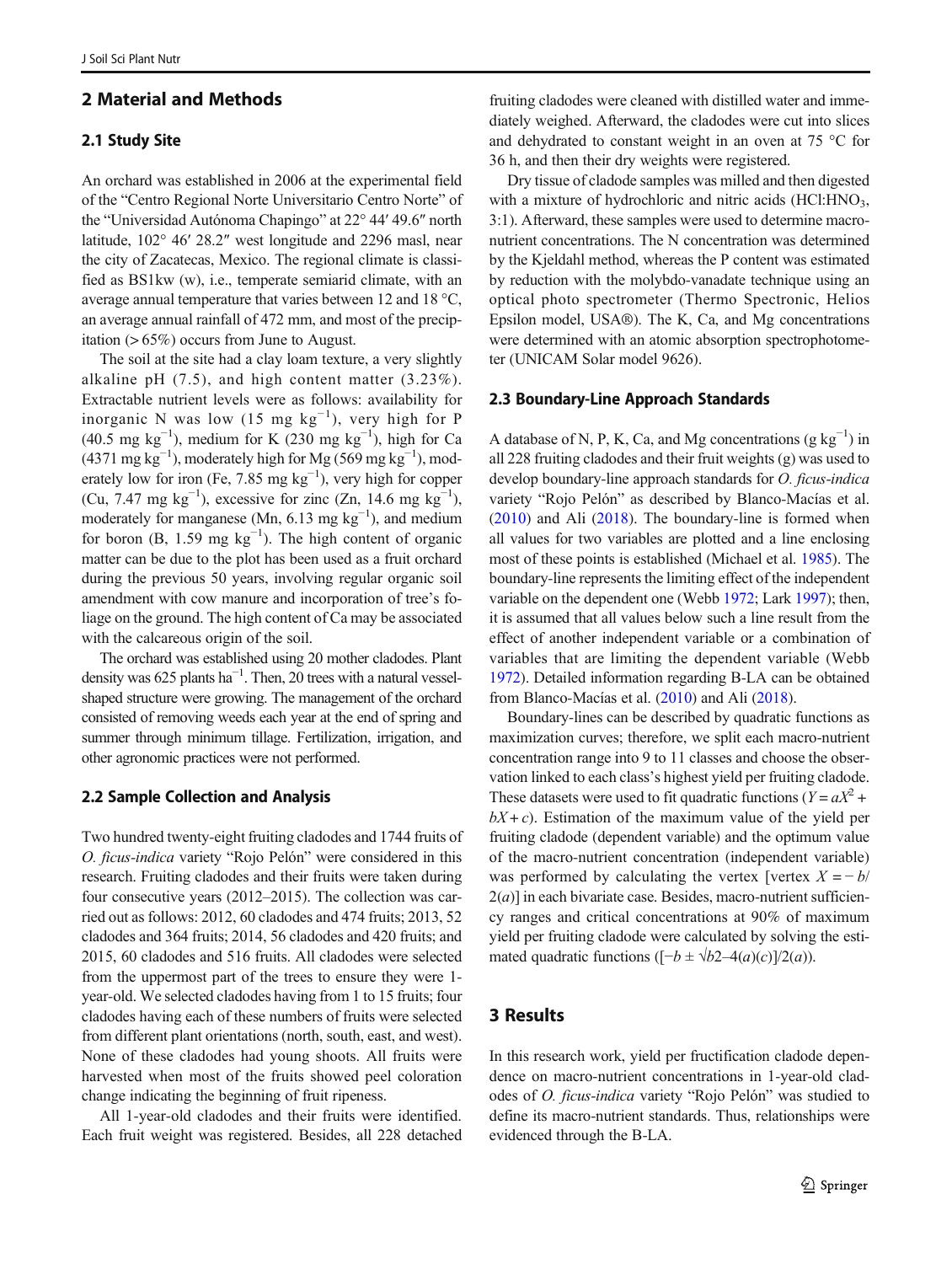## 2 Material and Methods

### 2.1 Study Site

An orchard was established in 2006 at the experimental field of the "Centro Regional Norte Universitario Centro Norte" of the "Universidad Autónoma Chapingo" at 22° 44′ 49.6″ north latitude, 102° 46′ 28.2″ west longitude and 2296 masl, near the city of Zacatecas, Mexico. The regional climate is classified as BS1kw (w), i.e., temperate semiarid climate, with an average annual temperature that varies between 12 and 18 °C, an average annual rainfall of 472 mm, and most of the precipitation (> 65%) occurs from June to August.

The soil at the site had a clay loam texture, a very slightly alkaline pH (7.5), and high content matter (3.23%). Extractable nutrient levels were as follows: availability for inorganic N was low (15 mg kg$^{-1}$), very high for P (40.5 mg kg$^{-1}$), medium for K (230 mg kg$^{-1}$), high for Ca (4371 mg kg$^{-1}$), moderately high for Mg (569 mg kg$^{-1}$), moderately low for iron (Fe, 7.85 mg kg$^{-1}$), very high for copper (Cu, 7.47 mg kg$^{-1}$), excessive for zinc (Zn, 14.6 mg kg$^{-1}$), moderately for manganese (Mn, 6.13 mg kg$^{-1}$), and medium for boron (B, 1.59 mg kg$^{-1}$). The high content of organic matter can be due to the plot has been used as a fruit orchard during the previous 50 years, involving regular organic soil amendment with cow manure and incorporation of tree's foliage on the ground. The high content of Ca may be associated with the calcareous origin of the soil.

The orchard was established using 20 mother cladodes. Plant density was 625 plants ha$^{-1}$. Then, 20 trees with a natural vessel-shaped structure were growing. The management of the orchard consisted of removing weeds each year at the end of spring and summer through minimum tillage. Fertilization, irrigation, and other agronomic practices were not performed.

### 2.2 Sample Collection and Analysis

Two hundred twenty-eight fruiting cladodes and 1744 fruits of *O. ficus-indica* variety "Rojo Pelón" were considered in this research. Fruiting cladodes and their fruits were taken during four consecutive years (2012–2015). The collection was carried out as follows: 2012, 60 cladodes and 474 fruits; 2013, 52 cladodes and 364 fruits; 2014, 56 cladodes and 420 fruits; and 2015, 60 cladodes and 516 fruits. All cladodes were selected from the uppermost part of the trees to ensure they were 1-year-old. We selected cladodes having from 1 to 15 fruits; four cladodes having each of these numbers of fruits were selected from different plant orientations (north, south, east, and west). None of these cladodes had young shoots. All fruits were harvested when most of the fruits showed peel coloration change indicating the beginning of fruit ripeness.

All 1-year-old cladodes and their fruits were identified. Each fruit weight was registered. Besides, all 228 detached fruiting cladodes were cleaned with distilled water and immediately weighed. Afterward, the cladodes were cut into slices and dehydrated to constant weight in an oven at 75 °C for 36 h, and then their dry weights were registered.

Dry tissue of cladode samples was milled and then digested with a mixture of hydrochloric and nitric acids (HCl:$HNO_3$, 3:1). Afterward, these samples were used to determine macronutrient concentrations. The N concentration was determined by the Kjeldahl method, whereas the P content was estimated by reduction with the molybdo-vanadate technique using an optical photo spectrometer (Thermo Spectronic, Helios Epsilon model, USA®). The K, Ca, and Mg concentrations were determined with an atomic absorption spectrophotometer (UNICAM Solar model 9626).

### 2.3 Boundary-Line Approach Standards

A database of N, P, K, Ca, and Mg concentrations (g kg$^{-1}$) in all 228 fruiting cladodes and their fruit weights (g) was used to develop boundary-line approach standards for *O. ficus-indica* variety "Rojo Pelón" as described by Blanco-Macías et al. (2010) and Ali (2018). The boundary-line is formed when all values for two variables are plotted and a line enclosing most of these points is established (Michael et al. 1985). The boundary-line represents the limiting effect of the independent variable on the dependent one (Webb 1972; Lark 1997); then, it is assumed that all values below such a line result from the effect of another independent variable or a combination of variables that are limiting the dependent variable (Webb 1972). Detailed information regarding B-LA can be obtained from Blanco-Macías et al. (2010) and Ali (2018).

Boundary-lines can be described by quadratic functions as maximization curves; therefore, we split each macro-nutrient concentration range into 9 to 11 classes and choose the observation linked to each class's highest yield per fruiting cladode. These datasets were used to fit quadratic functions ($Y = aX^2 + bX + c$). Estimation of the maximum value of the yield per fruiting cladode (dependent variable) and the optimum value of the macro-nutrient concentration (independent variable) was performed by calculating the vertex [vertex $X = -b/2(a)$] in each bivariate case. Besides, macro-nutrient sufficiency ranges and critical concentrations at 90% of maximum yield per fruiting cladode were calculated by solving the estimated quadratic functions ($[-b \pm \sqrt{b2–4(a)(c)}]/2(a)$).

## 3 Results

In this research work, yield per fructification cladode dependence on macro-nutrient concentrations in 1-year-old cladodes of *O. ficus-indica* variety "Rojo Pelón" was studied to define its macro-nutrient standards. Thus, relationships were evidenced through the B-LA.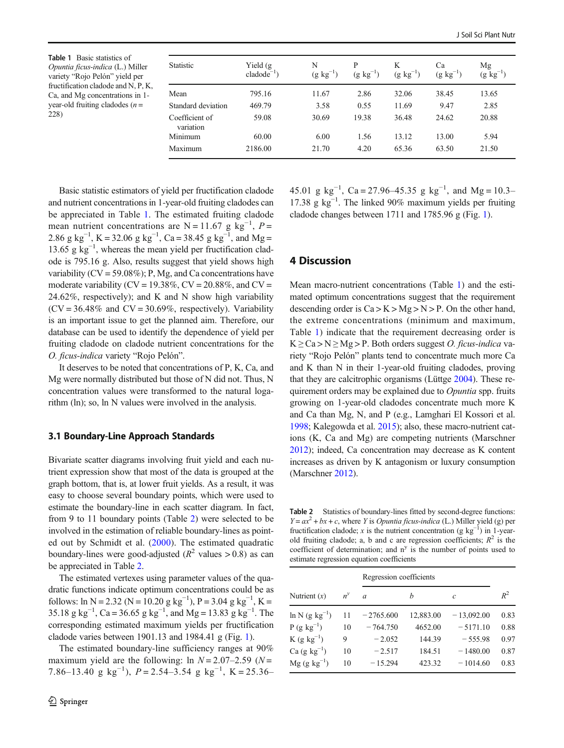**Table 1** Basic statistics of *Opuntia ficus-indica* (L.) Miller variety "Rojo Pelón" yield per fructification cladode and N, P, K, Ca, and Mg concentrations in 1-year-old fruiting cladodes ($n$ = 228)

| Statistic | Yield (g cladode$^{-1}$) | N (g kg$^{-1}$) | P (g kg$^{-1}$) | K (g kg$^{-1}$) | Ca (g kg$^{-1}$) | Mg (g kg$^{-1}$) |
|---|---|---|---|---|---|---|
| Mean | 795.16 | 11.67 | 2.86 | 32.06 | 38.45 | 13.65 |
| Standard deviation | 469.79 | 3.58 | 0.55 | 11.69 | 9.47 | 2.85 |
| Coefficient of variation | 59.08 | 30.69 | 19.38 | 36.48 | 24.62 | 20.88 |
| Minimum | 60.00 | 6.00 | 1.56 | 13.12 | 13.00 | 5.94 |
| Maximum | 2186.00 | 21.70 | 4.20 | 65.36 | 63.50 | 21.50 |

Basic statistic estimators of yield per fructification cladode and nutrient concentrations in 1-year-old fruiting cladodes can be appreciated in Table 1. The estimated fruiting cladode mean nutrient concentrations are N = 11.67 g kg$^{-1}$, $P$ = 2.86 g kg$^{-1}$, K = 32.06 g kg$^{-1}$, Ca = 38.45 g kg$^{-1}$, and Mg = 13.65 g kg$^{-1}$, whereas the mean yield per fructification cladode is 795.16 g. Also, results suggest that yield shows high variability (CV = 59.08%); P, Mg, and Ca concentrations have moderate variability (CV = 19.38%, CV = 20.88%, and CV = 24.62%, respectively); and K and N show high variability (CV = 36.48% and CV = 30.69%, respectively). Variability is an important issue to get the planned aim. Therefore, our database can be used to identify the dependence of yield per fruiting cladode on cladode nutrient concentrations for the *O. ficus-indica* variety "Rojo Pelón".

It deserves to be noted that concentrations of P, K, Ca, and Mg were normally distributed but those of N did not. Thus, N concentration values were transformed to the natural logarithm (ln); so, ln N values were involved in the analysis.

### 3.1 Boundary-Line Approach Standards

Bivariate scatter diagrams involving fruit yield and each nutrient expression show that most of the data is grouped at the graph bottom, that is, at lower fruit yields. As a result, it was easy to choose several boundary points, which were used to estimate the boundary-line in each scatter diagram. In fact, from 9 to 11 boundary points (Table 2) were selected to be involved in the estimation of reliable boundary-lines as pointed out by Schmidt et al. (2000). The estimated quadratic boundary-lines were good-adjusted ($R^2$ values > 0.8) as can be appreciated in Table 2.

The estimated vertexes using parameter values of the quadratic functions indicate optimum concentrations could be as follows: ln N = 2.32 (N = 10.20 g kg$^{-1}$), P = 3.04 g kg$^{-1}$, K = 35.18 g kg$^{-1}$, Ca = 36.65 g kg$^{-1}$, and Mg = 13.83 g kg$^{-1}$. The corresponding estimated maximum yields per fructification cladode varies between 1901.13 and 1984.41 g (Fig. 1).

The estimated boundary-line sufficiency ranges at 90% maximum yield are the following: ln $N$ = 2.07–2.59 ($N$ = 7.86–13.40 g kg$^{-1}$), $P$ = 2.54–3.54 g kg$^{-1}$, K = 25.36–45.01 g kg$^{-1}$, Ca = 27.96–45.35 g kg$^{-1}$, and Mg = 10.3–17.38 g kg$^{-1}$. The linked 90% maximum yields per fruiting cladode changes between 1711 and 1785.96 g (Fig. 1).

## 4 Discussion

Mean macro-nutrient concentrations (Table 1) and the estimated optimum concentrations suggest that the requirement descending order is Ca > K > Mg > N > P. On the other hand, the extreme concentrations (minimum and maximum, Table 1) indicate that the requirement decreasing order is K ≥ Ca > N ≥ Mg > P. Both orders suggest *O. ficus-indica* variety "Rojo Pelón" plants tend to concentrate much more Ca and K than N in their 1-year-old fruiting cladodes, proving that they are calcitrophic organisms (Lüttge 2004). These requirement orders may be explained due to *Opuntia* spp. fruits growing on 1-year-old cladodes concentrate much more K and Ca than Mg, N, and P (e.g., Lamghari El Kossori et al. 1998; Kalegowda et al. 2015); also, these macro-nutrient cations (K, Ca and Mg) are competing nutrients (Marschner 2012); indeed, Ca concentration may decrease as K content increases as driven by K antagonism or luxury consumption (Marschner 2012).

**Table 2** Statistics of boundary-lines fitted by second-degree functions: $Y = ax^2 + bx + c$, where $Y$ is *Opuntia ficus-indica* (L.) Miller yield (g) per fructification cladode; $x$ is the nutrient concentration (g kg$^{-1}$) in 1-year-old fruiting cladode; a, b and c are regression coefficients; $R^2$ is the coefficient of determination; and $n^y$ is the number of points used to estimate regression equation coefficients

| | | Regression coefficients | | | |
|---|---|---|---|---|---|
| Nutrient ($x$) | $n^y$ | $a$ | $b$ | $c$ | $R^2$ |
| ln N (g kg$^{-1}$) | 11 | − 2765.600 | 12,883.00 | − 13,092.00 | 0.83 |
| P (g kg$^{-1}$) | 10 | − 764.750 | 4652.00 | − 5171.10 | 0.88 |
| K (g kg$^{-1}$) | 9 | − 2.052 | 144.39 | − 555.98 | 0.97 |
| Ca (g kg$^{-1}$) | 10 | − 2.517 | 184.51 | − 1480.00 | 0.87 |
| Mg (g kg$^{-1}$) | 10 | − 15.294 | 423.32 | − 1014.60 | 0.83 |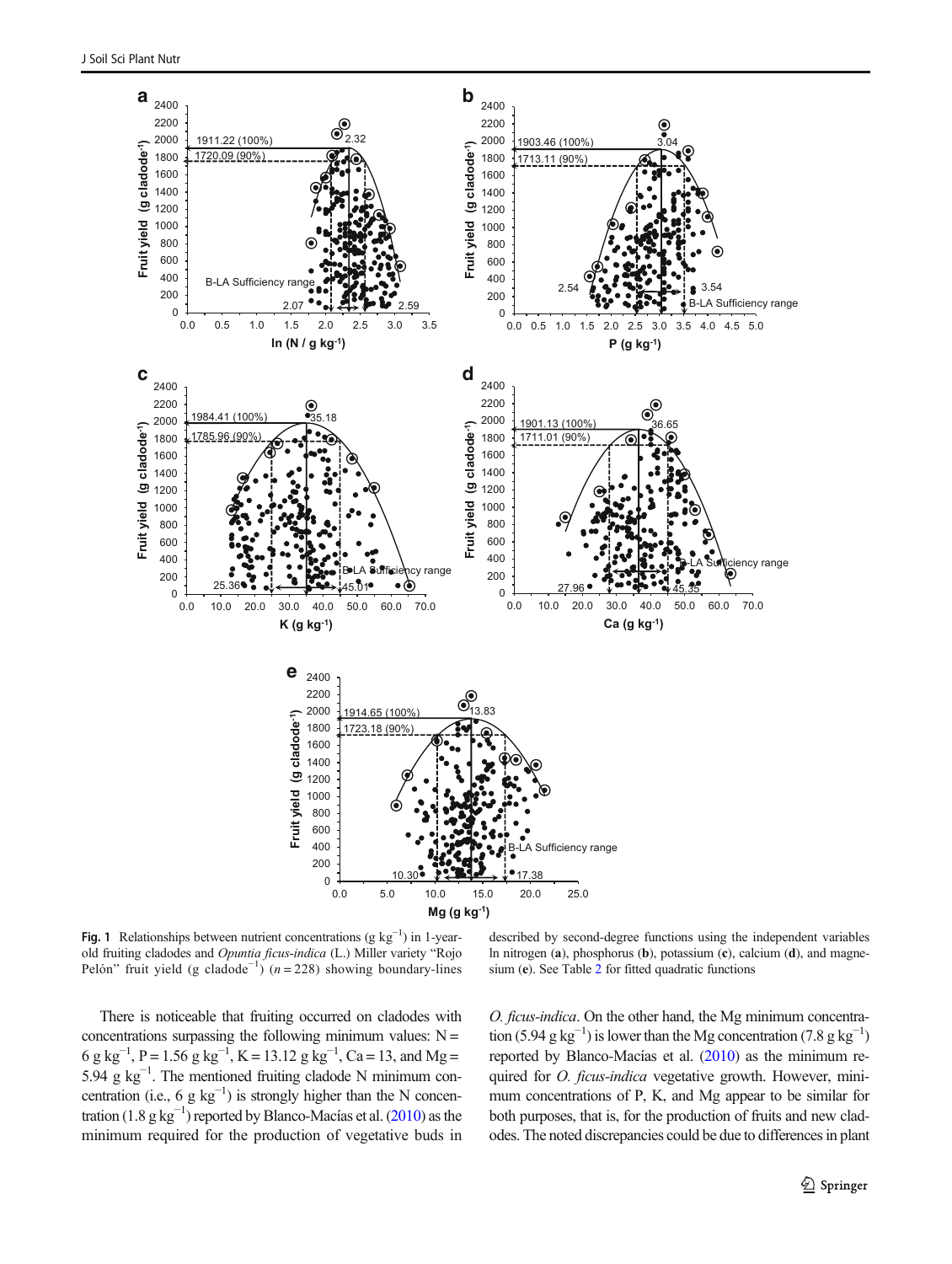**Fig. 1** Relationships between nutrient concentrations (g kg$^{-1}$) in 1-year-old fruiting cladodes and *Opuntia ficus-indica* (L.) Miller variety "Rojo Pelón" fruit yield (g cladode$^{-1}$) ($n = 228$) showing boundary-lines described by second-degree functions using the independent variables ln nitrogen (**a**), phosphorus (**b**), potassium (**c**), calcium (**d**), and magnesium (**e**). See Table 2 for fitted quadratic functions

There is noticeable that fruiting occurred on cladodes with concentrations surpassing the following minimum values: N = 6 g kg$^{-1}$, P = 1.56 g kg$^{-1}$, K = 13.12 g kg$^{-1}$, Ca = 13, and Mg = 5.94 g kg$^{-1}$. The mentioned fruiting cladode N minimum concentration (i.e., 6 g kg$^{-1}$) is strongly higher than the N concentration (1.8 g kg$^{-1}$) reported by Blanco-Macías et al. (2010) as the minimum required for the production of vegetative buds in *O. ficus-indica*. On the other hand, the Mg minimum concentration (5.94 g kg$^{-1}$) is lower than the Mg concentration (7.8 g kg$^{-1}$) reported by Blanco-Macías et al. (2010) as the minimum required for *O. ficus-indica* vegetative growth. However, minimum concentrations of P, K, and Mg appear to be similar for both purposes, that is, for the production of fruits and new cladodes. The noted discrepancies could be due to differences in plant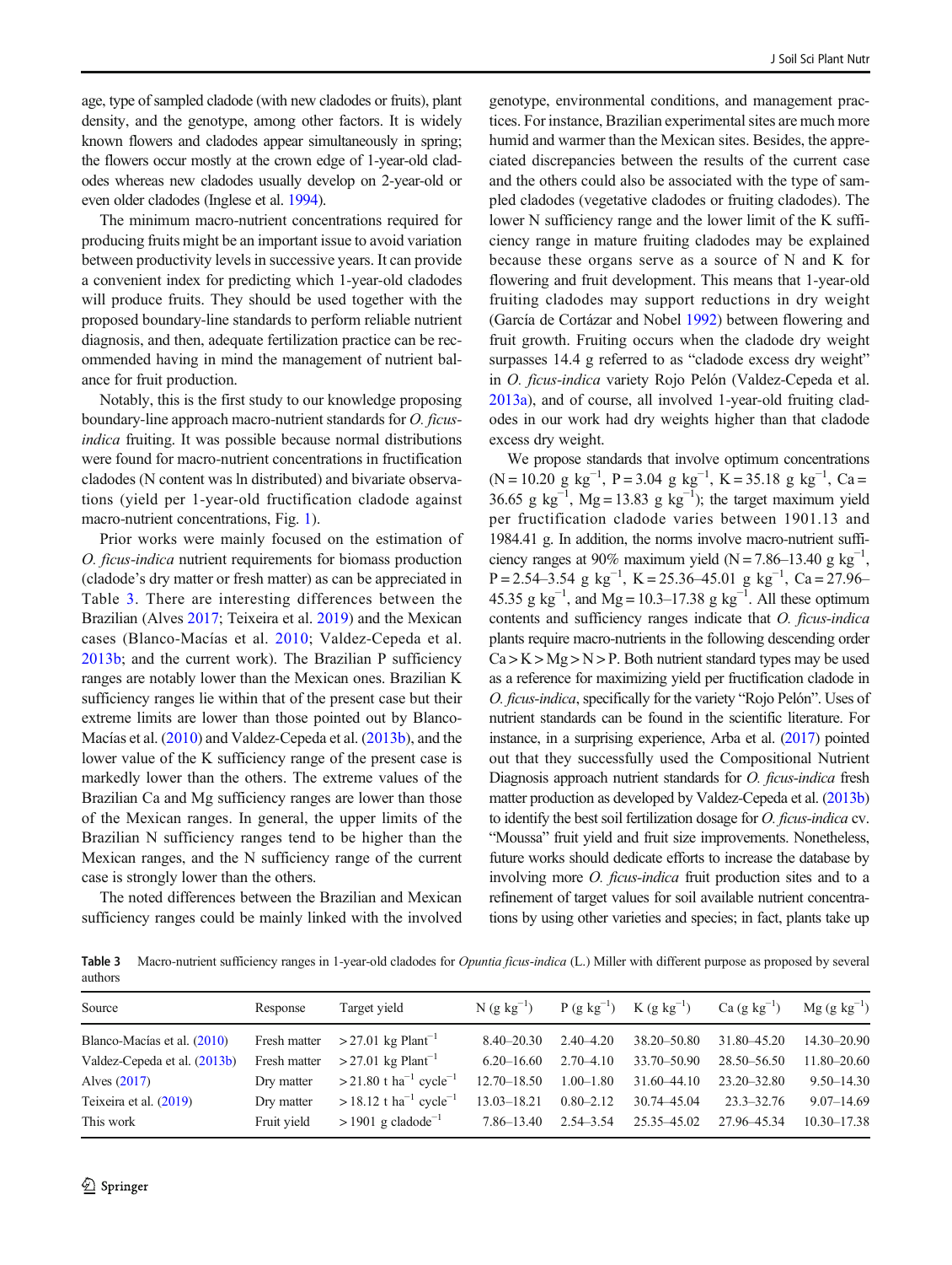age, type of sampled cladode (with new cladodes or fruits), plant density, and the genotype, among other factors. It is widely known flowers and cladodes appear simultaneously in spring; the flowers occur mostly at the crown edge of 1-year-old cladodes whereas new cladodes usually develop on 2-year-old or even older cladodes (Inglese et al. 1994).

The minimum macro-nutrient concentrations required for producing fruits might be an important issue to avoid variation between productivity levels in successive years. It can provide a convenient index for predicting which 1-year-old cladodes will produce fruits. They should be used together with the proposed boundary-line standards to perform reliable nutrient diagnosis, and then, adequate fertilization practice can be recommended having in mind the management of nutrient balance for fruit production.

Notably, this is the first study to our knowledge proposing boundary-line approach macro-nutrient standards for *O. ficus-indica* fruiting. It was possible because normal distributions were found for macro-nutrient concentrations in fructification cladodes (N content was ln distributed) and bivariate observations (yield per 1-year-old fructification cladode against macro-nutrient concentrations, Fig. 1).

Prior works were mainly focused on the estimation of *O. ficus-indica* nutrient requirements for biomass production (cladode's dry matter or fresh matter) as can be appreciated in Table 3. There are interesting differences between the Brazilian (Alves 2017; Teixeira et al. 2019) and the Mexican cases (Blanco-Macías et al. 2010; Valdez-Cepeda et al. 2013b; and the current work). The Brazilian P sufficiency ranges are notably lower than the Mexican ones. Brazilian K sufficiency ranges lie within that of the present case but their extreme limits are lower than those pointed out by Blanco-Macías et al. (2010) and Valdez-Cepeda et al. (2013b), and the lower value of the K sufficiency range of the present case is markedly lower than the others. The extreme values of the Brazilian Ca and Mg sufficiency ranges are lower than those of the Mexican ranges. In general, the upper limits of the Brazilian N sufficiency ranges tend to be higher than the Mexican ranges, and the N sufficiency range of the current case is strongly lower than the others.

The noted differences between the Brazilian and Mexican sufficiency ranges could be mainly linked with the involved genotype, environmental conditions, and management practices. For instance, Brazilian experimental sites are much more humid and warmer than the Mexican sites. Besides, the appreciated discrepancies between the results of the current case and the others could also be associated with the type of sampled cladodes (vegetative cladodes or fruiting cladodes). The lower N sufficiency range and the lower limit of the K sufficiency range in mature fruiting cladodes may be explained because these organs serve as a source of N and K for flowering and fruit development. This means that 1-year-old fruiting cladodes may support reductions in dry weight (García de Cortázar and Nobel 1992) between flowering and fruit growth. Fruiting occurs when the cladode dry weight surpasses 14.4 g referred to as "cladode excess dry weight" in *O. ficus-indica* variety Rojo Pelón (Valdez-Cepeda et al. 2013a), and of course, all involved 1-year-old fruiting cladodes in our work had dry weights higher than that cladode excess dry weight.

We propose standards that involve optimum concentrations (N = 10.20 g kg$^{-1}$, P = 3.04 g kg$^{-1}$, K = 35.18 g kg$^{-1}$, Ca = 36.65 g kg$^{-1}$, Mg = 13.83 g kg$^{-1}$); the target maximum yield per fructification cladode varies between 1901.13 and 1984.41 g. In addition, the norms involve macro-nutrient sufficiency ranges at 90% maximum yield (N = 7.86–13.40 g kg$^{-1}$, P = 2.54–3.54 g kg$^{-1}$, K = 25.36–45.01 g kg$^{-1}$, Ca = 27.96–45.35 g kg$^{-1}$, and Mg = 10.3–17.38 g kg$^{-1}$. All these optimum contents and sufficiency ranges indicate that *O. ficus-indica* plants require macro-nutrients in the following descending order Ca > K > Mg > N > P. Both nutrient standard types may be used as a reference for maximizing yield per fructification cladode in *O. ficus-indica*, specifically for the variety "Rojo Pelón". Uses of nutrient standards can be found in the scientific literature. For instance, in a surprising experience, Arba et al. (2017) pointed out that they successfully used the Compositional Nutrient Diagnosis approach nutrient standards for *O. ficus-indica* fresh matter production as developed by Valdez-Cepeda et al. (2013b) to identify the best soil fertilization dosage for *O. ficus-indica* cv. "Moussa" fruit yield and fruit size improvements. Nonetheless, future works should dedicate efforts to increase the database by involving more *O. ficus-indica* fruit production sites and to a refinement of target values for soil available nutrient concentrations by using other varieties and species; in fact, plants take up

**Table 3** Macro-nutrient sufficiency ranges in 1-year-old cladodes for *Opuntia ficus-indica* (L.) Miller with different purpose as proposed by several authors

| Source | Response | Target yield | N (g kg$^{-1}$) | P (g kg$^{-1}$) | K (g kg$^{-1}$) | Ca (g kg$^{-1}$) | Mg (g kg$^{-1}$) |
|---|---|---|---|---|---|---|---|
| Blanco-Macías et al. (2010) | Fresh matter | > 27.01 kg Plant$^{-1}$ | 8.40–20.30 | 2.40–4.20 | 38.20–50.80 | 31.80–45.20 | 14.30–20.90 |
| Valdez-Cepeda et al. (2013b) | Fresh matter | > 27.01 kg Plant$^{-1}$ | 6.20–16.60 | 2.70–4.10 | 33.70–50.90 | 28.50–56.50 | 11.80–20.60 |
| Alves (2017) | Dry matter | > 21.80 t ha$^{-1}$ cycle$^{-1}$ | 12.70–18.50 | 1.00–1.80 | 31.60–44.10 | 23.20–32.80 | 9.50–14.30 |
| Teixeira et al. (2019) | Dry matter | > 18.12 t ha$^{-1}$ cycle$^{-1}$ | 13.03–18.21 | 0.80–2.12 | 30.74–45.04 | 23.3–32.76 | 9.07–14.69 |
| This work | Fruit yield | > 1901 g cladode$^{-1}$ | 7.86–13.40 | 2.54–3.54 | 25.35–45.02 | 27.96–45.34 | 10.30–17.38 |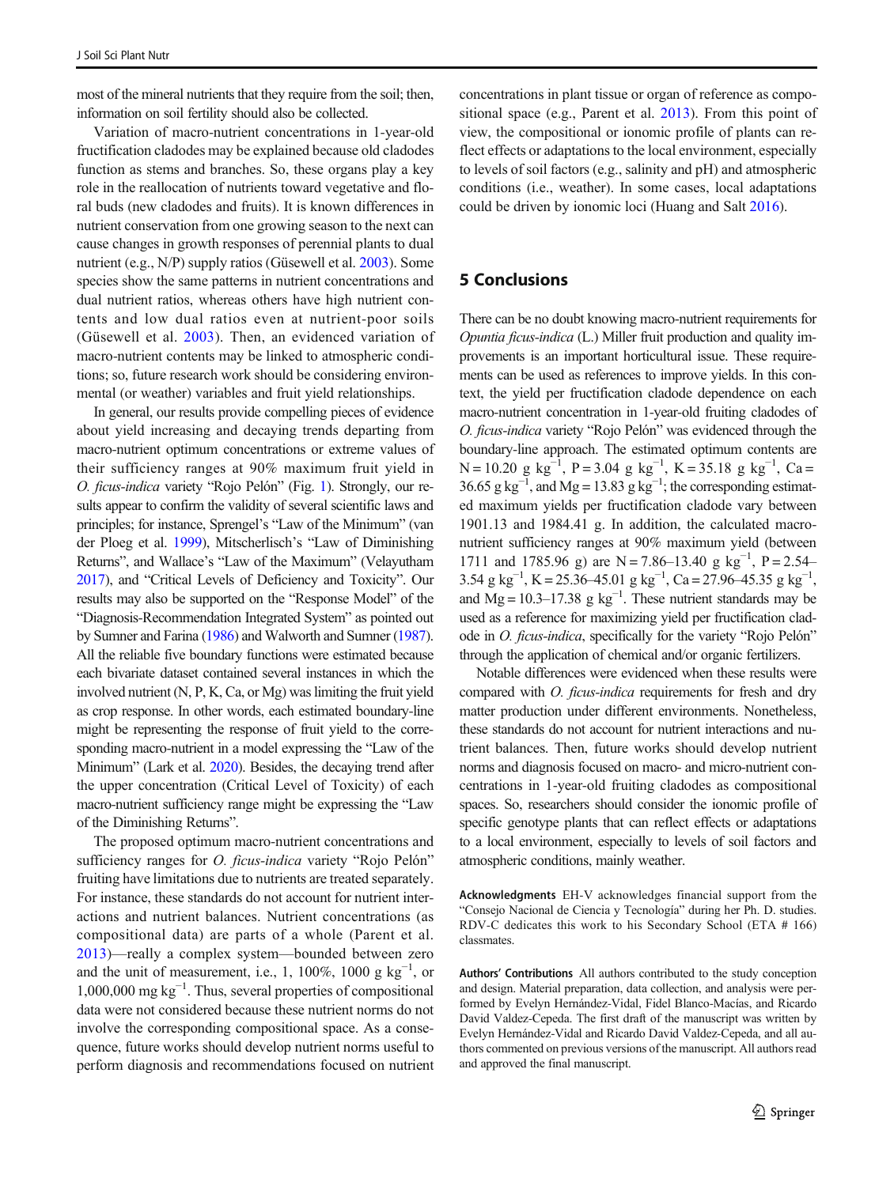most of the mineral nutrients that they require from the soil; then, information on soil fertility should also be collected.

Variation of macro-nutrient concentrations in 1-year-old fructification cladodes may be explained because old cladodes function as stems and branches. So, these organs play a key role in the reallocation of nutrients toward vegetative and floral buds (new cladodes and fruits). It is known differences in nutrient conservation from one growing season to the next can cause changes in growth responses of perennial plants to dual nutrient (e.g., N/P) supply ratios (Güsewell et al. 2003). Some species show the same patterns in nutrient concentrations and dual nutrient ratios, whereas others have high nutrient contents and low dual ratios even at nutrient-poor soils (Güsewell et al. 2003). Then, an evidenced variation of macro-nutrient contents may be linked to atmospheric conditions; so, future research work should be considering environmental (or weather) variables and fruit yield relationships.

In general, our results provide compelling pieces of evidence about yield increasing and decaying trends departing from macro-nutrient optimum concentrations or extreme values of their sufficiency ranges at 90% maximum fruit yield in *O. ficus-indica* variety "Rojo Pelón" (Fig. 1). Strongly, our results appear to confirm the validity of several scientific laws and principles; for instance, Sprengel's "Law of the Minimum" (van der Ploeg et al. 1999), Mitscherlisch's "Law of Diminishing Returns", and Wallace's "Law of the Maximum" (Velayutham 2017), and "Critical Levels of Deficiency and Toxicity". Our results may also be supported on the "Response Model" of the "Diagnosis-Recommendation Integrated System" as pointed out by Sumner and Farina (1986) and Walworth and Sumner (1987). All the reliable five boundary functions were estimated because each bivariate dataset contained several instances in which the involved nutrient (N, P, K, Ca, or Mg) was limiting the fruit yield as crop response. In other words, each estimated boundary-line might be representing the response of fruit yield to the corresponding macro-nutrient in a model expressing the "Law of the Minimum" (Lark et al. 2020). Besides, the decaying trend after the upper concentration (Critical Level of Toxicity) of each macro-nutrient sufficiency range might be expressing the "Law of the Diminishing Returns".

The proposed optimum macro-nutrient concentrations and sufficiency ranges for *O. ficus-indica* variety "Rojo Pelón" fruiting have limitations due to nutrients are treated separately. For instance, these standards do not account for nutrient interactions and nutrient balances. Nutrient concentrations (as compositional data) are parts of a whole (Parent et al. 2013)—really a complex system—bounded between zero and the unit of measurement, i.e., 1, 100%, 1000 g $kg^{-1}$, or 1,000,000 mg $kg^{-1}$. Thus, several properties of compositional data were not considered because these nutrient norms do not involve the corresponding compositional space. As a consequence, future works should develop nutrient norms useful to perform diagnosis and recommendations focused on nutrient concentrations in plant tissue or organ of reference as compositional space (e.g., Parent et al. 2013). From this point of view, the compositional or ionomic profile of plants can reflect effects or adaptations to the local environment, especially to levels of soil factors (e.g., salinity and pH) and atmospheric conditions (i.e., weather). In some cases, local adaptations could be driven by ionomic loci (Huang and Salt 2016).

## 5 Conclusions

There can be no doubt knowing macro-nutrient requirements for *Opuntia ficus-indica* (L.) Miller fruit production and quality improvements is an important horticultural issue. These requirements can be used as references to improve yields. In this context, the yield per fructification cladode dependence on each macro-nutrient concentration in 1-year-old fruiting cladodes of *O. ficus-indica* variety "Rojo Pelón" was evidenced through the boundary-line approach. The estimated optimum contents are N = 10.20 g $kg^{-1}$, P = 3.04 g $kg^{-1}$, K = 35.18 g $kg^{-1}$, Ca = 36.65 g $kg^{-1}$, and Mg = 13.83 g $kg^{-1}$; the corresponding estimated maximum yields per fructification cladode vary between 1901.13 and 1984.41 g. In addition, the calculated macro-nutrient sufficiency ranges at 90% maximum yield (between 1711 and 1785.96 g) are N = 7.86–13.40 g $kg^{-1}$, P = 2.54–3.54 g $kg^{-1}$, K = 25.36–45.01 g $kg^{-1}$, Ca = 27.96–45.35 g $kg^{-1}$, and Mg = 10.3–17.38 g $kg^{-1}$. These nutrient standards may be used as a reference for maximizing yield per fructification cladode in *O. ficus-indica*, specifically for the variety "Rojo Pelón" through the application of chemical and/or organic fertilizers.

Notable differences were evidenced when these results were compared with *O. ficus-indica* requirements for fresh and dry matter production under different environments. Nonetheless, these standards do not account for nutrient interactions and nutrient balances. Then, future works should develop nutrient norms and diagnosis focused on macro- and micro-nutrient concentrations in 1-year-old fruiting cladodes as compositional spaces. So, researchers should consider the ionomic profile of specific genotype plants that can reflect effects or adaptations to a local environment, especially to levels of soil factors and atmospheric conditions, mainly weather.

**Acknowledgments** EH-V acknowledges financial support from the "Consejo Nacional de Ciencia y Tecnología" during her Ph. D. studies. RDV-C dedicates this work to his Secondary School (ETA # 166) classmates.

**Authors' Contributions** All authors contributed to the study conception and design. Material preparation, data collection, and analysis were performed by Evelyn Hernández-Vidal, Fidel Blanco-Macías, and Ricardo David Valdez-Cepeda. The first draft of the manuscript was written by Evelyn Hernández-Vidal and Ricardo David Valdez-Cepeda, and all authors commented on previous versions of the manuscript. All authors read and approved the final manuscript.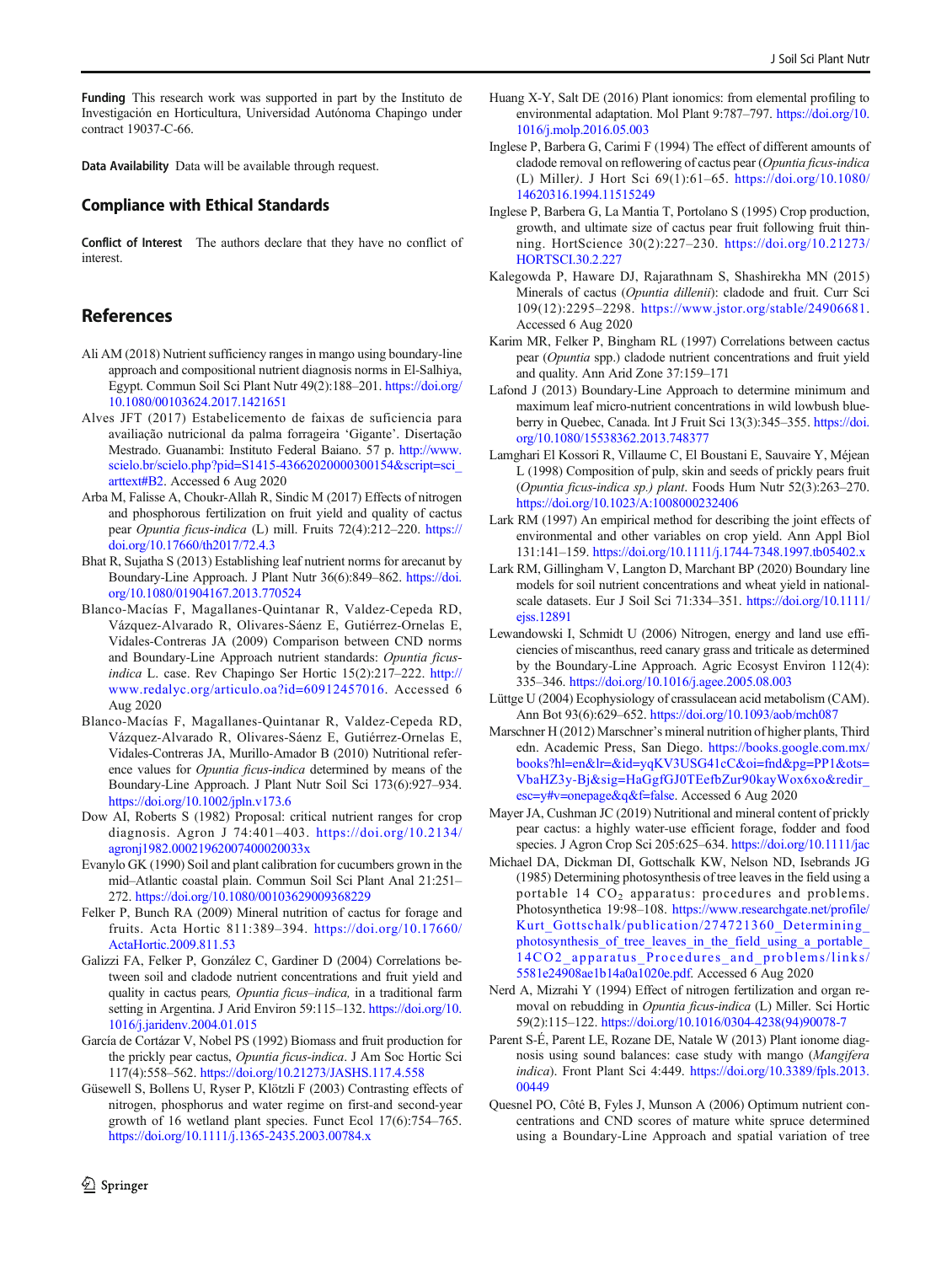**Funding** This research work was supported in part by the Instituto de Investigación en Horticultura, Universidad Autónoma Chapingo under contract 19037-C-66.

**Data Availability** Data will be available through request.

## Compliance with Ethical Standards

**Conflict of Interest** The authors declare that they have no conflict of interest.

## References

Ali AM (2018) Nutrient sufficiency ranges in mango using boundary-line approach and compositional nutrient diagnosis norms in El-Salhiya, Egypt. Commun Soil Sci Plant Nutr 49(2):188–201. https://doi.org/10.1080/00103624.2017.1421651

Alves JFT (2017) Estabelecimento de faixas de suficiencia para availiação nutricional da palma forrageira 'Gigante'. Disertação Mestrado. Guanambi: Instituto Federal Baiano. 57 p. http://www.scielo.br/scielo.php?pid=S1415-43662020000300154&script=sci_arttext#B2. Accessed 6 Aug 2020

Arba M, Falisse A, Choukr-Allah R, Sindic M (2017) Effects of nitrogen and phosphorous fertilization on fruit yield and quality of cactus pear *Opuntia ficus-indica* (L) mill. Fruits 72(4):212–220. https://doi.org/10.17660/th2017/72.4.3

Bhat R, Sujatha S (2013) Establishing leaf nutrient norms for arecanut by Boundary-Line Approach. J Plant Nutr 36(6):849–862. https://doi.org/10.1080/01904167.2013.770524

Blanco-Macías F, Magallanes-Quintanar R, Valdez-Cepeda RD, Vázquez-Alvarado R, Olivares-Sáenz E, Gutiérrez-Ornelas E, Vidales-Contreras JA (2009) Comparison between CND norms and Boundary-Line Approach nutrient standards: *Opuntia ficus-indica* L. case. Rev Chapingo Ser Hortic 15(2):217–222. http://www.redalyc.org/articulo.oa?id=60912457016. Accessed 6 Aug 2020

Blanco-Macías F, Magallanes-Quintanar R, Valdez-Cepeda RD, Vázquez-Alvarado R, Olivares-Sáenz E, Gutiérrez-Ornelas E, Vidales-Contreras JA, Murillo-Amador B (2010) Nutritional reference values for *Opuntia ficus-indica* determined by means of the Boundary-Line Approach. J Plant Nutr Soil Sci 173(6):927–934. https://doi.org/10.1002/jpln.v173.6

Dow AI, Roberts S (1982) Proposal: critical nutrient ranges for crop diagnosis. Agron J 74:401–403. https://doi.org/10.2134/agronj1982.00021962007400020033x

Evanylo GK (1990) Soil and plant calibration for cucumbers grown in the mid–Atlantic coastal plain. Commun Soil Sci Plant Anal 21:251–272. https://doi.org/10.1080/00103629009368229

Felker P, Bunch RA (2009) Mineral nutrition of cactus for forage and fruits. Acta Hortic 811:389–394. https://doi.org/10.17660/ActaHortic.2009.811.53

Galizzi FA, Felker P, González C, Gardiner D (2004) Correlations between soil and cladode nutrient concentrations and fruit yield and quality in cactus pears, *Opuntia ficus–indica,* in a traditional farm setting in Argentina. J Arid Environ 59:115–132. https://doi.org/10.1016/j.jaridenv.2004.01.015

García de Cortázar V, Nobel PS (1992) Biomass and fruit production for the prickly pear cactus, *Opuntia ficus-indica*. J Am Soc Hortic Sci 117(4):558–562. https://doi.org/10.21273/JASHS.117.4.558

Güsewell S, Bollens U, Ryser P, Klötzli F (2003) Contrasting effects of nitrogen, phosphorus and water regime on first-and second-year growth of 16 wetland plant species. Funct Ecol 17(6):754–765. https://doi.org/10.1111/j.1365-2435.2003.00784.x

Huang X-Y, Salt DE (2016) Plant ionomics: from elemental profiling to environmental adaptation. Mol Plant 9:787–797. https://doi.org/10.1016/j.molp.2016.05.003

Inglese P, Barbera G, Carimi F (1994) The effect of different amounts of cladode removal on reflowering of cactus pear (*Opuntia ficus-indica* (L) Miller*)*. J Hort Sci 69(1):61–65. https://doi.org/10.1080/14620316.1994.11515249

Inglese P, Barbera G, La Mantia T, Portolano S (1995) Crop production, growth, and ultimate size of cactus pear fruit following fruit thinning. HortScience 30(2):227–230. https://doi.org/10.21273/HORTSCI.30.2.227

Kalegowda P, Haware DJ, Rajarathnam S, Shashirekha MN (2015) Minerals of cactus (*Opuntia dillenii*): cladode and fruit. Curr Sci 109(12):2295–2298. https://www.jstor.org/stable/24906681. Accessed 6 Aug 2020

Karim MR, Felker P, Bingham RL (1997) Correlations between cactus pear (*Opuntia* spp.) cladode nutrient concentrations and fruit yield and quality. Ann Arid Zone 37:159–171

Lafond J (2013) Boundary-Line Approach to determine minimum and maximum leaf micro-nutrient concentrations in wild lowbush blueberry in Quebec, Canada. Int J Fruit Sci 13(3):345–355. https://doi.org/10.1080/15538362.2013.748377

Lamghari El Kossori R, Villaume C, El Boustani E, Sauvaire Y, Méjean L (1998) Composition of pulp, skin and seeds of prickly pears fruit (*Opuntia ficus-indica sp.) plant*. Foods Hum Nutr 52(3):263–270. https://doi.org/10.1023/A:1008000232406

Lark RM (1997) An empirical method for describing the joint effects of environmental and other variables on crop yield. Ann Appl Biol 131:141–159. https://doi.org/10.1111/j.1744-7348.1997.tb05402.x

Lark RM, Gillingham V, Langton D, Marchant BP (2020) Boundary line models for soil nutrient concentrations and wheat yield in national-scale datasets. Eur J Soil Sci 71:334–351. https://doi.org/10.1111/ejss.12891

Lewandowski I, Schmidt U (2006) Nitrogen, energy and land use efficiencies of miscanthus, reed canary grass and triticale as determined by the Boundary-Line Approach. Agric Ecosyst Environ 112(4):335–346. https://doi.org/10.1016/j.agee.2005.08.003

Lüttge U (2004) Ecophysiology of crassulacean acid metabolism (CAM). Ann Bot 93(6):629–652. https://doi.org/10.1093/aob/mch087

Marschner H (2012) Marschner's mineral nutrition of higher plants, Third edn. Academic Press, San Diego. https://books.google.com.mx/books?hl=en&lr=&id=yqKV3USG41cC&oi=fnd&pg=PP1&ots=VbaHZ3y-Bj&sig=HaGgfGJ0TEefbZur90kayWox6xo&redir_esc=y#v=onepage&q&f=false. Accessed 6 Aug 2020

Mayer JA, Cushman JC (2019) Nutritional and mineral content of prickly pear cactus: a highly water-use efficient forage, fodder and food species. J Agron Crop Sci 205:625–634. https://doi.org/10.1111/jac

Michael DA, Dickman DI, Gottschalk KW, Nelson ND, Isebrands JG (1985) Determining photosynthesis of tree leaves in the field using a portable 14 $CO_2$ apparatus: procedures and problems. Photosynthetica 19:98–108. https://www.researchgate.net/profile/Kurt_Gottschalk/publication/274721360_Determining_photosynthesis_of_tree_leaves_in_the_field_using_a_portable_14CO2_apparatus_Procedures_and_problems/links/5581e24908ae1b14a0a1020e.pdf. Accessed 6 Aug 2020

Nerd A, Mizrahi Y (1994) Effect of nitrogen fertilization and organ removal on rebudding in *Opuntia ficus-indica* (L) Miller. Sci Hortic 59(2):115–122. https://doi.org/10.1016/0304-4238(94)90078-7

Parent S-É, Parent LE, Rozane DE, Natale W (2013) Plant ionome diagnosis using sound balances: case study with mango (*Mangifera indica*). Front Plant Sci 4:449. https://doi.org/10.3389/fpls.2013.00449

Quesnel PO, Côté B, Fyles J, Munson A (2006) Optimum nutrient concentrations and CND scores of mature white spruce determined using a Boundary-Line Approach and spatial variation of tree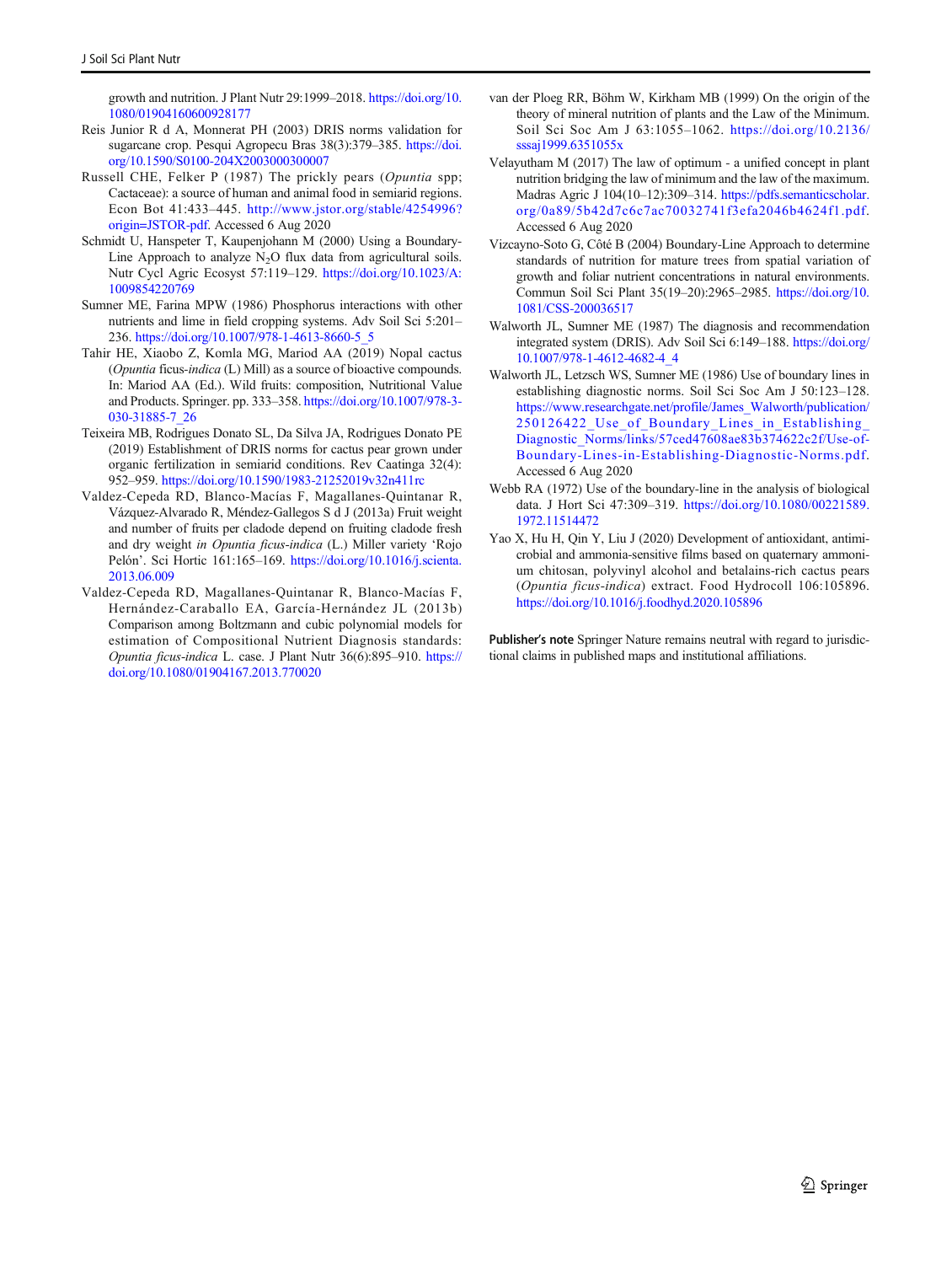growth and nutrition. J Plant Nutr 29:1999–2018. https://doi.org/10.1080/01904160600928177

Reis Junior R d A, Monnerat PH (2003) DRIS norms validation for sugarcane crop. Pesqui Agropecu Bras 38(3):379–385. https://doi.org/10.1590/S0100-204X2003000300007

Russell CHE, Felker P (1987) The prickly pears (*Opuntia* spp; Cactaceae): a source of human and animal food in semiarid regions. Econ Bot 41:433–445. http://www.jstor.org/stable/4254996?origin=JSTOR-pdf. Accessed 6 Aug 2020

Schmidt U, Hanspeter T, Kaupenjohann M (2000) Using a Boundary-Line Approach to analyze $N_2O$ flux data from agricultural soils. Nutr Cycl Agric Ecosyst 57:119–129. https://doi.org/10.1023/A:1009854220769

Sumner ME, Farina MPW (1986) Phosphorus interactions with other nutrients and lime in field cropping systems. Adv Soil Sci 5:201–236. https://doi.org/10.1007/978-1-4613-8660-5_5

Tahir HE, Xiaobo Z, Komla MG, Mariod AA (2019) Nopal cactus (*Opuntia* ficus-*indica* (L) Mill) as a source of bioactive compounds. In: Mariod AA (Ed.). Wild fruits: composition, Nutritional Value and Products. Springer. pp. 333–358. https://doi.org/10.1007/978-3-030-31885-7_26

Teixeira MB, Rodrigues Donato SL, Da Silva JA, Rodrigues Donato PE (2019) Establishment of DRIS norms for cactus pear grown under organic fertilization in semiarid conditions. Rev Caatinga 32(4): 952–959. https://doi.org/10.1590/1983-21252019v32n411rc

Valdez-Cepeda RD, Blanco-Macías F, Magallanes-Quintanar R, Vázquez-Alvarado R, Méndez-Gallegos S d J (2013a) Fruit weight and number of fruits per cladode depend on fruiting cladode fresh and dry weight *in Opuntia ficus-indica* (L.) Miller variety 'Rojo Pelón'. Sci Hortic 161:165–169. https://doi.org/10.1016/j.scienta.2013.06.009

Valdez-Cepeda RD, Magallanes-Quintanar R, Blanco-Macías F, Hernández-Caraballo EA, García-Hernández JL (2013b) Comparison among Boltzmann and cubic polynomial models for estimation of Compositional Nutrient Diagnosis standards: *Opuntia ficus-indica* L. case. J Plant Nutr 36(6):895–910. https://doi.org/10.1080/01904167.2013.770020

van der Ploeg RR, Böhm W, Kirkham MB (1999) On the origin of the theory of mineral nutrition of plants and the Law of the Minimum. Soil Sci Soc Am J 63:1055–1062. https://doi.org/10.2136/sssaj1999.6351055x

Velayutham M (2017) The law of optimum - a unified concept in plant nutrition bridging the law of minimum and the law of the maximum. Madras Agric J 104(10–12):309–314. https://pdfs.semanticscholar.org/0a89/5b42d7c6c7ac70032741f3efa2046b4624f1.pdf. Accessed 6 Aug 2020

Vizcayno-Soto G, Côté B (2004) Boundary-Line Approach to determine standards of nutrition for mature trees from spatial variation of growth and foliar nutrient concentrations in natural environments. Commun Soil Sci Plant 35(19–20):2965–2985. https://doi.org/10.1081/CSS-200036517

Walworth JL, Sumner ME (1987) The diagnosis and recommendation integrated system (DRIS). Adv Soil Sci 6:149–188. https://doi.org/10.1007/978-1-4612-4682-4_4

Walworth JL, Letzsch WS, Sumner ME (1986) Use of boundary lines in establishing diagnostic norms. Soil Sci Soc Am J 50:123–128. https://www.researchgate.net/profile/James_Walworth/publication/250126422_Use_of_Boundary_Lines_in_Establishing_Diagnostic_Norms/links/57ced47608ae83b374622c2f/Use-of-Boundary-Lines-in-Establishing-Diagnostic-Norms.pdf. Accessed 6 Aug 2020

Webb RA (1972) Use of the boundary-line in the analysis of biological data. J Hort Sci 47:309–319. https://doi.org/10.1080/00221589.1972.11514472

Yao X, Hu H, Qin Y, Liu J (2020) Development of antioxidant, antimicrobial and ammonia-sensitive films based on quaternary ammonium chitosan, polyvinyl alcohol and betalains-rich cactus pears (*Opuntia ficus-indica*) extract. Food Hydrocoll 106:105896. https://doi.org/10.1016/j.foodhyd.2020.105896

**Publisher's note** Springer Nature remains neutral with regard to jurisdictional claims in published maps and institutional affiliations.